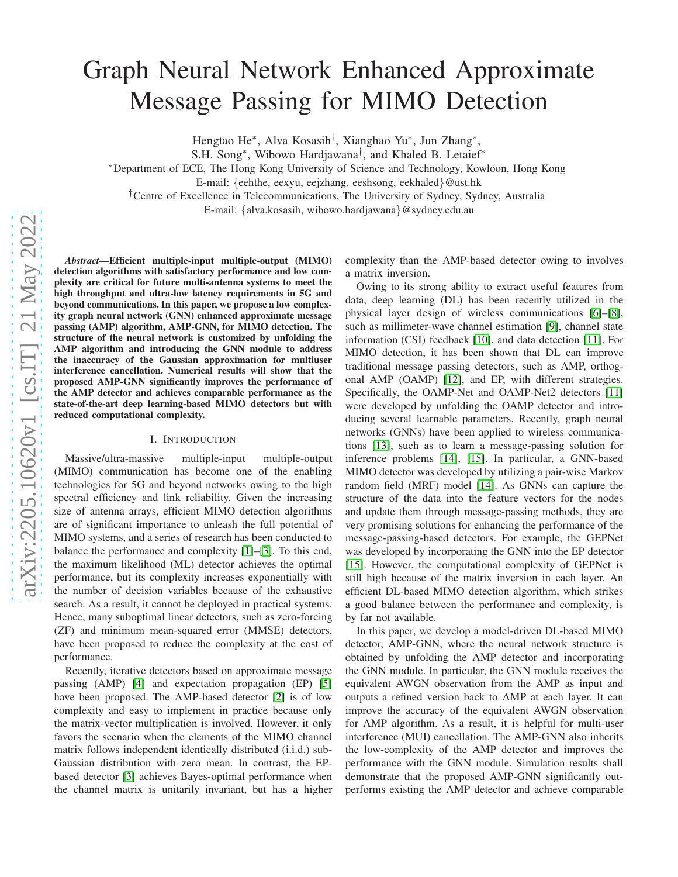# Graph Neural Network Enhanced Approximate Message Passing for MIMO Detection

Hengtao He*, Alva Kosasih†, Xianghao Yu*, Jun Zhang*,
S.H. Song*, Wibowo Hardjawana†, and Khaled B. Letaief*

*Department of ECE, The Hong Kong University of Science and Technology, Kowloon, Hong Kong
E-mail: {eehthe, eexyu, eejzhang, eeshsong, eekhaled}@ust.hk

†Centre of Excellence in Telecommunications, The University of Sydney, Sydney, Australia
E-mail: {alva.kosasih, wibowo.hardjawana}@sydney.edu.au

***Abstract*—Efficient multiple-input multiple-output (MIMO) detection algorithms with satisfactory performance and low complexity are critical for future multi-antenna systems to meet the high throughput and ultra-low latency requirements in 5G and beyond communications. In this paper, we propose a low complexity graph neural network (GNN) enhanced approximate message passing (AMP) algorithm, AMP-GNN, for MIMO detection. The structure of the neural network is customized by unfolding the AMP algorithm and introducing the GNN module to address the inaccuracy of the Gaussian approximation for multiuser interference cancellation. Numerical results will show that the proposed AMP-GNN significantly improves the performance of the AMP detector and achieves comparable performance as the state-of-the-art deep learning-based MIMO detectors but with reduced computational complexity.**

## I. Introduction

Massive/ultra-massive multiple-input multiple-output (MIMO) communication has become one of the enabling technologies for 5G and beyond networks owing to the high spectral efficiency and link reliability. Given the increasing size of antenna arrays, efficient MIMO detection algorithms are of significant importance to unleash the full potential of MIMO systems, and a series of research has been conducted to balance the performance and complexity [1]–[3]. To this end, the maximum likelihood (ML) detector achieves the optimal performance, but its complexity increases exponentially with the number of decision variables because of the exhaustive search. As a result, it cannot be deployed in practical systems. Hence, many suboptimal linear detectors, such as zero-forcing (ZF) and minimum mean-squared error (MMSE) detectors, have been proposed to reduce the complexity at the cost of performance.

Recently, iterative detectors based on approximate message passing (AMP) [4] and expectation propagation (EP) [5] have been proposed. The AMP-based detector [2] is of low complexity and easy to implement in practice because only the matrix-vector multiplication is involved. However, it only favors the scenario when the elements of the MIMO channel matrix follows independent identically distributed (i.i.d.) sub-Gaussian distribution with zero mean. In contrast, the EP-based detector [3] achieves Bayes-optimal performance when the channel matrix is unitarily invariant, but has a higher complexity than the AMP-based detector owing to involves a matrix inversion.

Owing to its strong ability to extract useful features from data, deep learning (DL) has been recently utilized in the physical layer design of wireless communications [6]–[8], such as millimeter-wave channel estimation [9], channel state information (CSI) feedback [10], and data detection [11]. For MIMO detection, it has been shown that DL can improve traditional message passing detectors, such as AMP, orthogonal AMP (OAMP) [12], and EP, with different strategies. Specifically, the OAMP-Net and OAMP-Net2 detectors [11] were developed by unfolding the OAMP detector and introducing several learnable parameters. Recently, graph neural networks (GNNs) have been applied to wireless communications [13], such as to learn a message-passing solution for inference problems [14], [15]. In particular, a GNN-based MIMO detector was developed by utilizing a pair-wise Markov random field (MRF) model [14]. As GNNs can capture the structure of the data into the feature vectors for the nodes and update them through message-passing methods, they are very promising solutions for enhancing the performance of the message-passing-based detectors. For example, the GEPNet was developed by incorporating the GNN into the EP detector [15]. However, the computational complexity of GEPNet is still high because of the matrix inversion in each layer. An efficient DL-based MIMO detection algorithm, which strikes a good balance between the performance and complexity, is by far not available.

In this paper, we develop a model-driven DL-based MIMO detector, AMP-GNN, where the neural network structure is obtained by unfolding the AMP detector and incorporating the GNN module. In particular, the GNN module receives the equivalent AWGN observation from the AMP as input and outputs a refined version back to AMP at each layer. It can improve the accuracy of the equivalent AWGN observation for AMP algorithm. As a result, it is helpful for multi-user interference (MUI) cancellation. The AMP-GNN also inherits the low-complexity of the AMP detector and improves the performance with the GNN module. Simulation results shall demonstrate that the proposed AMP-GNN significantly outperforms existing the AMP detector and achieve comparable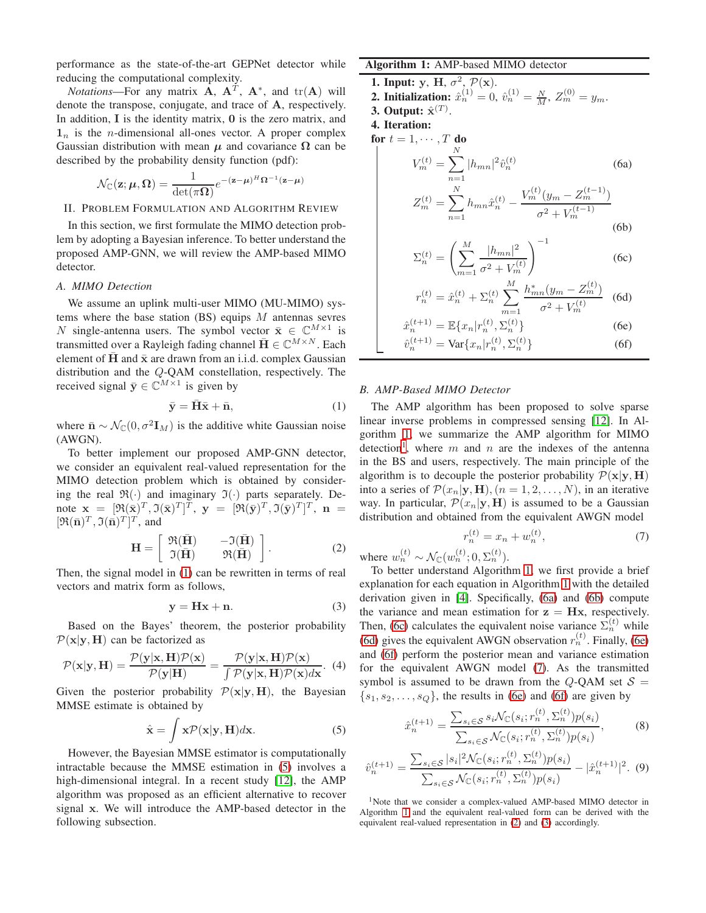performance as the state-of-the-art GEPNet detector while reducing the computational complexity.

*Notations*—For any matrix $\mathbf{A}$, $\mathbf{A}^T$, $\mathbf{A}^*$, and $\mathrm{tr}(\mathbf{A})$ will denote the transpose, conjugate, and trace of $\mathbf{A}$, respectively. In addition, $\mathbf{I}$ is the identity matrix, $\mathbf{0}$ is the zero matrix, and $\mathbf{1}_n$ is the $n$-dimensional all-ones vector. A proper complex Gaussian distribution with mean $\boldsymbol{\mu}$ and covariance $\boldsymbol{\Omega}$ can be described by the probability density function (pdf):

$$\mathcal{N}_{\mathbb{C}}(\mathbf{z};\boldsymbol{\mu},\boldsymbol{\Omega}) = \frac{1}{\det(\pi\boldsymbol{\Omega})} e^{-(\mathbf{z}-\boldsymbol{\mu})^H\boldsymbol{\Omega}^{-1}(\mathbf{z}-\boldsymbol{\mu})}$$

## II. Problem Formulation and Algorithm Review

In this section, we first formulate the MIMO detection problem by adopting a Bayesian inference. To better understand the proposed AMP-GNN, we will review the AMP-based MIMO detector.

### A. MIMO Detection

We assume an uplink multi-user MIMO (MU-MIMO) systems where the base station (BS) equips $M$ antennas sevres $N$ single-antenna users. The symbol vector $\bar{\mathbf{x}} \in \mathbb{C}^{M\times 1}$ is transmitted over a Rayleigh fading channel $\bar{\mathbf{H}} \in \mathbb{C}^{M\times N}$. Each element of $\bar{\mathbf{H}}$ and $\bar{\mathbf{x}}$ are drawn from an i.i.d. complex Gaussian distribution and the $Q$-QAM constellation, respectively. The received signal $\bar{\mathbf{y}} \in \mathbb{C}^{M\times 1}$ is given by

$$\bar{\mathbf{y}} = \bar{\mathbf{H}}\bar{\mathbf{x}} + \bar{\mathbf{n}}, \tag{1}$$

where $\bar{\mathbf{n}} \sim \mathcal{N}_{\mathbb{C}}(0, \sigma^2\mathbf{I}_M)$ is the additive white Gaussian noise (AWGN).

To better implement our proposed AMP-GNN detector, we consider an equivalent real-valued representation for the MIMO detection problem which is obtained by considering the real $\Re(\cdot)$ and imaginary $\Im(\cdot)$ parts separately. Denote $\mathbf{x} = [\Re(\bar{\mathbf{x}})^T, \Im(\bar{\mathbf{x}})^T]^T$, $\mathbf{y} = [\Re(\bar{\mathbf{y}})^T, \Im(\bar{\mathbf{y}})^T]^T$, $\mathbf{n} = [\Re(\bar{\mathbf{n}})^T, \Im(\bar{\mathbf{n}})^T]^T$, and

$$\mathbf{H} = \begin{bmatrix} \Re(\bar{\mathbf{H}}) & -\Im(\bar{\mathbf{H}}) \\ \Im(\bar{\mathbf{H}}) & \Re(\bar{\mathbf{H}}) \end{bmatrix}. \tag{2}$$

Then, the signal model in (1) can be rewritten in terms of real vectors and matrix form as follows,

$$\mathbf{y} = \mathbf{H}\mathbf{x} + \mathbf{n}. \tag{3}$$

Based on the Bayes' theorem, the posterior probability $\mathcal{P}(\mathbf{x}|\mathbf{y},\mathbf{H})$ can be factorized as

$$\mathcal{P}(\mathbf{x}|\mathbf{y},\mathbf{H}) = \frac{\mathcal{P}(\mathbf{y}|\mathbf{x},\mathbf{H})\mathcal{P}(\mathbf{x})}{\mathcal{P}(\mathbf{y}|\mathbf{H})} = \frac{\mathcal{P}(\mathbf{y}|\mathbf{x},\mathbf{H})\mathcal{P}(\mathbf{x})}{\int \mathcal{P}(\mathbf{y}|\mathbf{x},\mathbf{H})\mathcal{P}(\mathbf{x})d\mathbf{x}}. \tag{4}$$

Given the posterior probability $\mathcal{P}(\mathbf{x}|\mathbf{y},\mathbf{H})$, the Bayesian MMSE estimate is obtained by

$$\hat{\mathbf{x}} = \int \mathbf{x}\mathcal{P}(\mathbf{x}|\mathbf{y},\mathbf{H})d\mathbf{x}. \tag{5}$$

However, the Bayesian MMSE estimator is computationally intractable because the MMSE estimation in (5) involves a high-dimensional integral. In a recent study [12], the AMP algorithm was proposed as an efficient alternative to recover signal $\mathbf{x}$. We will introduce the AMP-based detector in the following subsection.

---

**Algorithm 1:** AMP-based MIMO detector

**1. Input:** $\mathbf{y}$, $\mathbf{H}$, $\sigma^2$, $\mathcal{P}(\mathbf{x})$.

**2. Initialization:** $\hat{x}_n^{(1)} = 0$, $\hat{v}_n^{(1)} = \frac{N}{M}$, $Z_m^{(0)} = y_m$.

**3. Output:** $\hat{\mathbf{x}}^{(T)}$.

**4. Iteration:**

**for** $t = 1, \cdots, T$ **do**

$$V_m^{(t)} = \sum_{n=1}^{N} |h_{mn}|^2 \hat{v}_n^{(t)} \tag{6a}$$

$$Z_m^{(t)} = \sum_{n=1}^{N} h_{mn}\hat{x}_n^{(t)} - \frac{V_m^{(t)}(y_m - Z_m^{(t-1)})}{\sigma^2 + V_m^{(t-1)}} \tag{6b}$$

$$\Sigma_n^{(t)} = \left(\sum_{m=1}^{M} \frac{|h_{mn}|^2}{\sigma^2 + V_m^{(t)}}\right)^{-1} \tag{6c}$$

$$r_n^{(t)} = \hat{x}_n^{(t)} + \Sigma_n^{(t)} \sum_{m=1}^{M} \frac{h_{mn}^*(y_m - Z_m^{(t)})}{\sigma^2 + V_m^{(t)}} \tag{6d}$$

$$\hat{x}_n^{(t+1)} = \mathbb{E}\{x_n | r_n^{(t)}, \Sigma_n^{(t)}\} \tag{6e}$$

$$\hat{v}_n^{(t+1)} = \mathrm{Var}\{x_n | r_n^{(t)}, \Sigma_n^{(t)}\} \tag{6f}$$

---

### B. AMP-Based MIMO Detector

The AMP algorithm has been proposed to solve sparse linear inverse problems in compressed sensing [12]. In Algorithm 1, we summarize the AMP algorithm for MIMO detection[1], where $m$ and $n$ are the indexes of the antenna in the BS and users, respectively. The main principle of the algorithm is to decouple the posterior probability $\mathcal{P}(\mathbf{x}|\mathbf{y},\mathbf{H})$ into a series of $\mathcal{P}(x_n|\mathbf{y},\mathbf{H}), (n = 1, 2, \ldots, N)$, in an iterative way. In particular, $\mathcal{P}(x_n|\mathbf{y},\mathbf{H})$ is assumed to be a Gaussian distribution and obtained from the equivalent AWGN model

$$r_n^{(t)} = x_n + w_n^{(t)}, \tag{7}$$

where $w_n^{(t)} \sim \mathcal{N}_{\mathbb{C}}(w_n^{(t)}; 0, \Sigma_n^{(t)})$.

To better understand Algorithm 1, we first provide a brief explanation for each equation in Algorithm 1 with the detailed derivation given in [4]. Specifically, (6a) and (6b) compute the variance and mean estimation for $\mathbf{z} = \mathbf{H}\mathbf{x}$, respectively. Then, (6c) calculates the equivalent noise variance $\Sigma_n^{(t)}$ while (6d) gives the equivalent AWGN observation $r_n^{(t)}$. Finally, (6e) and (6f) perform the posterior mean and variance estimation for the equivalent AWGN model (7). As the transmitted symbol is assumed to be drawn from the $Q$-QAM set $\mathcal{S} = \{s_1, s_2, \ldots, s_Q\}$, the results in (6e) and (6f) are given by

$$\hat{x}_n^{(t+1)} = \frac{\sum_{s_i\in\mathcal{S}} s_i \mathcal{N}_{\mathbb{C}}(s_i; r_n^{(t)}, \Sigma_n^{(t)})p(s_i)}{\sum_{s_i\in\mathcal{S}} \mathcal{N}_{\mathbb{C}}(s_i; r_n^{(t)}, \Sigma_n^{(t)})p(s_i)}, \tag{8}$$

$$\hat{v}_n^{(t+1)} = \frac{\sum_{s_i\in\mathcal{S}} |s_i|^2 \mathcal{N}_{\mathbb{C}}(s_i; r_n^{(t)}, \Sigma_n^{(t)})p(s_i)}{\sum_{s_i\in\mathcal{S}} \mathcal{N}_{\mathbb{C}}(s_i; r_n^{(t)}, \Sigma_n^{(t)})p(s_i)} - |\hat{x}_n^{(t+1)}|^2. \tag{9}$$

[1]Note that we consider a complex-valued AMP-based MIMO detector in Algorithm 1 and the equivalent real-valued form can be derived with the equivalent real-valued representation in (2) and (3) accordingly.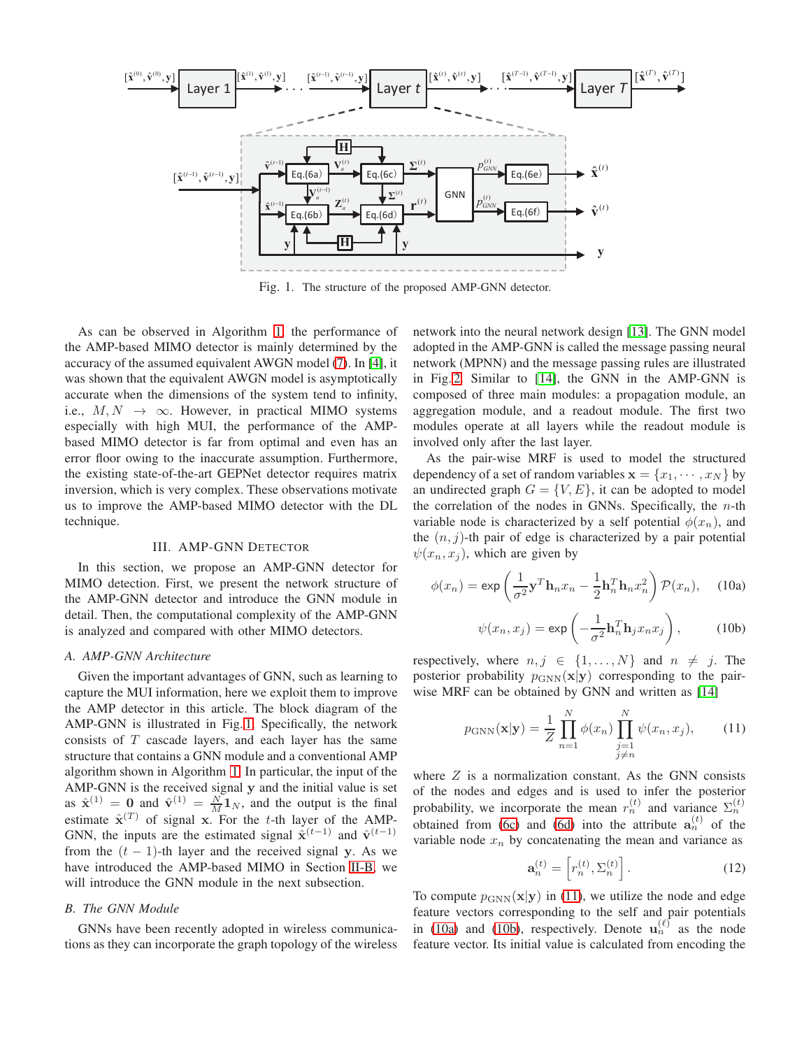Fig. 1. The structure of the proposed AMP-GNN detector.

As can be observed in Algorithm 1, the performance of the AMP-based MIMO detector is mainly determined by the accuracy of the assumed equivalent AWGN model (7). In [4], it was shown that the equivalent AWGN model is asymptotically accurate when the dimensions of the system tend to infinity, i.e., $M, N \rightarrow \infty$. However, in practical MIMO systems especially with high MUI, the performance of the AMP-based MIMO detector is far from optimal and even has an error floor owing to the inaccurate assumption. Furthermore, the existing state-of-the-art GEPNet detector requires matrix inversion, which is very complex. These observations motivate us to improve the AMP-based MIMO detector with the DL technique.

## III. AMP-GNN Detector

In this section, we propose an AMP-GNN detector for MIMO detection. First, we present the network structure of the AMP-GNN detector and introduce the GNN module in detail. Then, the computational complexity of the AMP-GNN is analyzed and compared with other MIMO detectors.

### A. AMP-GNN Architecture

Given the important advantages of GNN, such as learning to capture the MUI information, here we exploit them to improve the AMP detector in this article. The block diagram of the AMP-GNN is illustrated in Fig. 1. Specifically, the network consists of $T$ cascade layers, and each layer has the same structure that contains a GNN module and a conventional AMP algorithm shown in Algorithm 1. In particular, the input of the AMP-GNN is the received signal $\mathbf{y}$ and the initial value is set as $\hat{\mathbf{x}}^{(1)} = \mathbf{0}$ and $\hat{\mathbf{v}}^{(1)} = \frac{N}{M}\mathbf{1}_N$, and the output is the final estimate $\hat{\mathbf{x}}^{(T)}$ of signal $\mathbf{x}$. For the $t$-th layer of the AMP-GNN, the inputs are the estimated signal $\hat{\mathbf{x}}^{(t-1)}$ and $\hat{\mathbf{v}}^{(t-1)}$ from the $(t-1)$-th layer and the received signal $\mathbf{y}$. As we have introduced the AMP-based MIMO in Section II-B, we will introduce the GNN module in the next subsection.

### B. The GNN Module

GNNs have been recently adopted in wireless communications as they can incorporate the graph topology of the wireless network into the neural network design [13]. The GNN model adopted in the AMP-GNN is called the message passing neural network (MPNN) and the message passing rules are illustrated in Fig. 2. Similar to [14], the GNN in the AMP-GNN is composed of three main modules: a propagation module, an aggregation module, and a readout module. The first two modules operate at all layers while the readout module is involved only after the last layer.

As the pair-wise MRF is used to model the structured dependency of a set of random variables $\mathbf{x} = \{x_1, \cdots, x_N\}$ by an undirected graph $G = \{V, E\}$, it can be adopted to model the correlation of the nodes in GNNs. Specifically, the $n$-th variable node is characterized by a self potential $\phi(x_n)$, and the $(n, j)$-th pair of edge is characterized by a pair potential $\psi(x_n, x_j)$, which are given by

$$\phi(x_n) = \exp\left(\frac{1}{\sigma^2}\mathbf{y}^T\mathbf{h}_n x_n - \frac{1}{2}\mathbf{h}_n^T\mathbf{h}_n x_n^2\right)\mathcal{P}(x_n), \tag{10a}$$

$$\psi(x_n, x_j) = \exp\left(-\frac{1}{\sigma^2}\mathbf{h}_n^T\mathbf{h}_j x_n x_j\right), \tag{10b}$$

respectively, where $n, j \in \{1, \ldots, N\}$ and $n \neq j$. The posterior probability $p_{\text{GNN}}(\mathbf{x}|\mathbf{y})$ corresponding to the pair-wise MRF can be obtained by GNN and written as [14]

$$p_{\text{GNN}}(\mathbf{x}|\mathbf{y}) = \frac{1}{Z}\prod_{n=1}^{N}\phi(x_n)\prod_{\substack{j=1 \\ j\neq n}}^{N}\psi(x_n, x_j), \tag{11}$$

where $Z$ is a normalization constant. As the GNN consists of the nodes and edges and is used to infer the posterior probability, we incorporate the mean $r_n^{(t)}$ and variance $\Sigma_n^{(t)}$ obtained from (6c) and (6d) into the attribute $\mathbf{a}_n^{(t)}$ of the variable node $x_n$ by concatenating the mean and variance as

$$\mathbf{a}_n^{(t)} = \left[r_n^{(t)}, \Sigma_n^{(t)}\right]. \tag{12}$$

To compute $p_{\text{GNN}}(\mathbf{x}|\mathbf{y})$ in (11), we utilize the node and edge feature vectors corresponding to the self and pair potentials in (10a) and (10b), respectively. Denote $\mathbf{u}_n^{(\ell)}$ as the node feature vector. Its initial value is calculated from encoding the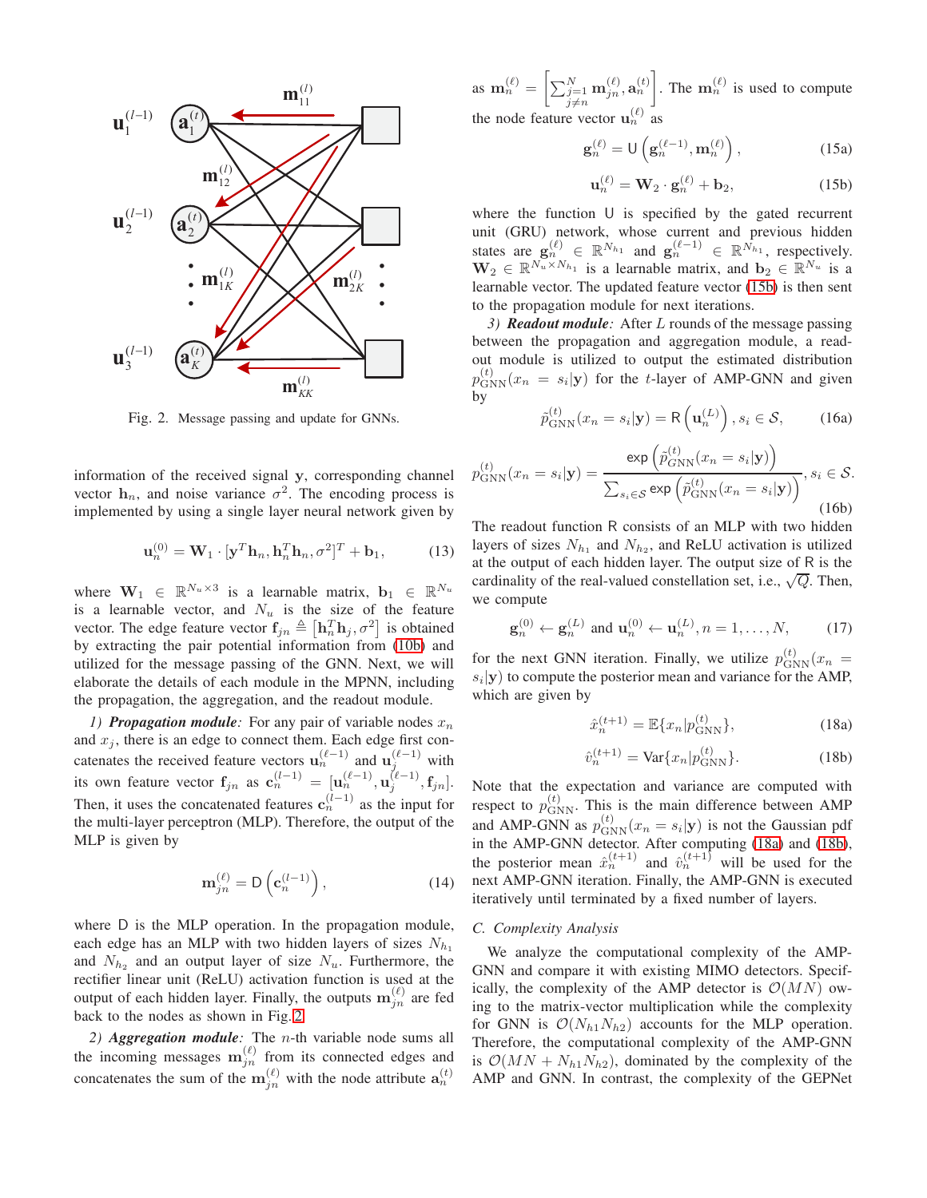Fig. 2. Message passing and update for GNNs.

information of the received signal $\mathbf{y}$, corresponding channel vector $\mathbf{h}_n$, and noise variance $\sigma^2$. The encoding process is implemented by using a single layer neural network given by

$$\mathbf{u}_n^{(0)} = \mathbf{W}_1 \cdot [\mathbf{y}^T\mathbf{h}_n, \mathbf{h}_n^T\mathbf{h}_n, \sigma^2]^T + \mathbf{b}_1, \tag{13}$$

where $\mathbf{W}_1 \in \mathbb{R}^{N_u \times 3}$ is a learnable matrix, $\mathbf{b}_1 \in \mathbb{R}^{N_u}$ is a learnable vector, and $N_u$ is the size of the feature vector. The edge feature vector $\mathbf{f}_{jn} \triangleq [\mathbf{h}_n^T\mathbf{h}_j, \sigma^2]$ is obtained by extracting the pair potential information from (10b) and utilized for the message passing of the GNN. Next, we will elaborate the details of each module in the MPNN, including the propagation, the aggregation, and the readout module.

*1) **Propagation module**:* For any pair of variable nodes $x_n$ and $x_j$, there is an edge to connect them. Each edge first concatenates the received feature vectors $\mathbf{u}_n^{(\ell-1)}$ and $\mathbf{u}_j^{(\ell-1)}$ with its own feature vector $\mathbf{f}_{jn}$ as $\mathbf{c}_n^{(l-1)} = [\mathbf{u}_n^{(\ell-1)}, \mathbf{u}_j^{(\ell-1)}, \mathbf{f}_{jn}]$. Then, it uses the concatenated features $\mathbf{c}_n^{(l-1)}$ as the input for the multi-layer perceptron (MLP). Therefore, the output of the MLP is given by

$$\mathbf{m}_{jn}^{(\ell)} = \mathsf{D}\left(\mathbf{c}_n^{(l-1)}\right), \tag{14}$$

where $\mathsf{D}$ is the MLP operation. In the propagation module, each edge has an MLP with two hidden layers of sizes $N_{h_1}$ and $N_{h_2}$ and an output layer of size $N_u$. Furthermore, the rectifier linear unit (ReLU) activation function is used at the output of each hidden layer. Finally, the outputs $\mathbf{m}_{jn}^{(\ell)}$ are fed back to the nodes as shown in Fig. 2.

*2) **Aggregation module**:* The $n$-th variable node sums all the incoming messages $\mathbf{m}_{jn}^{(\ell)}$ from its connected edges and concatenates the sum of the $\mathbf{m}_{jn}^{(\ell)}$ with the node attribute $\mathbf{a}_n^{(t)}$ as $\mathbf{m}_n^{(\ell)} = \left[\sum_{j=1, j\neq n}^{N} \mathbf{m}_{jn}^{(\ell)}, \mathbf{a}_n^{(t)}\right]$. The $\mathbf{m}_n^{(\ell)}$ is used to compute the node feature vector $\mathbf{u}_n^{(\ell)}$ as

$$\mathbf{g}_n^{(\ell)} = \mathsf{U}\left(\mathbf{g}_n^{(\ell-1)}, \mathbf{m}_n^{(\ell)}\right), \tag{15a}$$

$$\mathbf{u}_n^{(\ell)} = \mathbf{W}_2 \cdot \mathbf{g}_n^{(\ell)} + \mathbf{b}_2, \tag{15b}$$

where the function $\mathsf{U}$ is specified by the gated recurrent unit (GRU) network, whose current and previous hidden states are $\mathbf{g}_n^{(\ell)} \in \mathbb{R}^{N_{h_1}}$ and $\mathbf{g}_n^{(\ell-1)} \in \mathbb{R}^{N_{h_1}}$, respectively. $\mathbf{W}_2 \in \mathbb{R}^{N_u \times N_{h_1}}$ is a learnable matrix, and $\mathbf{b}_2 \in \mathbb{R}^{N_u}$ is a learnable vector. The updated feature vector (15b) is then sent to the propagation module for next iterations.

*3) **Readout module**:* After $L$ rounds of the message passing between the propagation and aggregation module, a readout module is utilized to output the estimated distribution $p_{\text{GNN}}^{(t)}(x_n = s_i|\mathbf{y})$ for the $t$-layer of AMP-GNN and given by

$$\tilde{p}_{\text{GNN}}^{(t)}(x_n = s_i|\mathbf{y}) = \mathsf{R}\left(\mathbf{u}_n^{(L)}\right), s_i \in \mathcal{S}, \tag{16a}$$

$$p_{\text{GNN}}^{(t)}(x_n = s_i|\mathbf{y}) = \frac{\exp\left(\tilde{p}_{\text{GNN}}^{(t)}(x_n = s_i|\mathbf{y})\right)}{\sum_{s_i \in \mathcal{S}} \exp\left(\tilde{p}_{\text{GNN}}^{(t)}(x_n = s_i|\mathbf{y})\right)}, s_i \in \mathcal{S}. \tag{16b}$$

The readout function $\mathsf{R}$ consists of an MLP with two hidden layers of sizes $N_{h_1}$ and $N_{h_2}$, and ReLU activation is utilized at the output of each hidden layer. The output size of $\mathsf{R}$ is the cardinality of the real-valued constellation set, i.e., $\sqrt{Q}$. Then, we compute

$$\mathbf{g}_n^{(0)} \leftarrow \mathbf{g}_n^{(L)} \text{ and } \mathbf{u}_n^{(0)} \leftarrow \mathbf{u}_n^{(L)}, n = 1, \dots, N, \tag{17}$$

for the next GNN iteration. Finally, we utilize $p_{\text{GNN}}^{(t)}(x_n = s_i|\mathbf{y})$ to compute the posterior mean and variance for the AMP, which are given by

$$\hat{x}_n^{(t+1)} = \mathbb{E}\{x_n|p_{\text{GNN}}^{(t)}\}, \tag{18a}$$

$$\hat{v}_n^{(t+1)} = \text{Var}\{x_n|p_{\text{GNN}}^{(t)}\}. \tag{18b}$$

Note that the expectation and variance are computed with respect to $p_{\text{GNN}}^{(t)}$. This is the main difference between AMP and AMP-GNN as $p_{\text{GNN}}^{(t)}(x_n = s_i|\mathbf{y})$ is not the Gaussian pdf in the AMP-GNN detector. After computing (18a) and (18b), the posterior mean $\hat{x}_n^{(t+1)}$ and $\hat{v}_n^{(t+1)}$ will be used for the next AMP-GNN iteration. Finally, the AMP-GNN is executed iteratively until terminated by a fixed number of layers.

### C. Complexity Analysis

We analyze the computational complexity of the AMP-GNN and compare it with existing MIMO detectors. Specifically, the complexity of the AMP detector is $\mathcal{O}(MN)$ owing to the matrix-vector multiplication while the complexity for GNN is $\mathcal{O}(N_{h1}N_{h2})$ accounts for the MLP operation. Therefore, the computational complexity of the AMP-GNN is $\mathcal{O}(MN + N_{h1}N_{h2})$, dominated by the complexity of the AMP and GNN. In contrast, the complexity of the GEPNet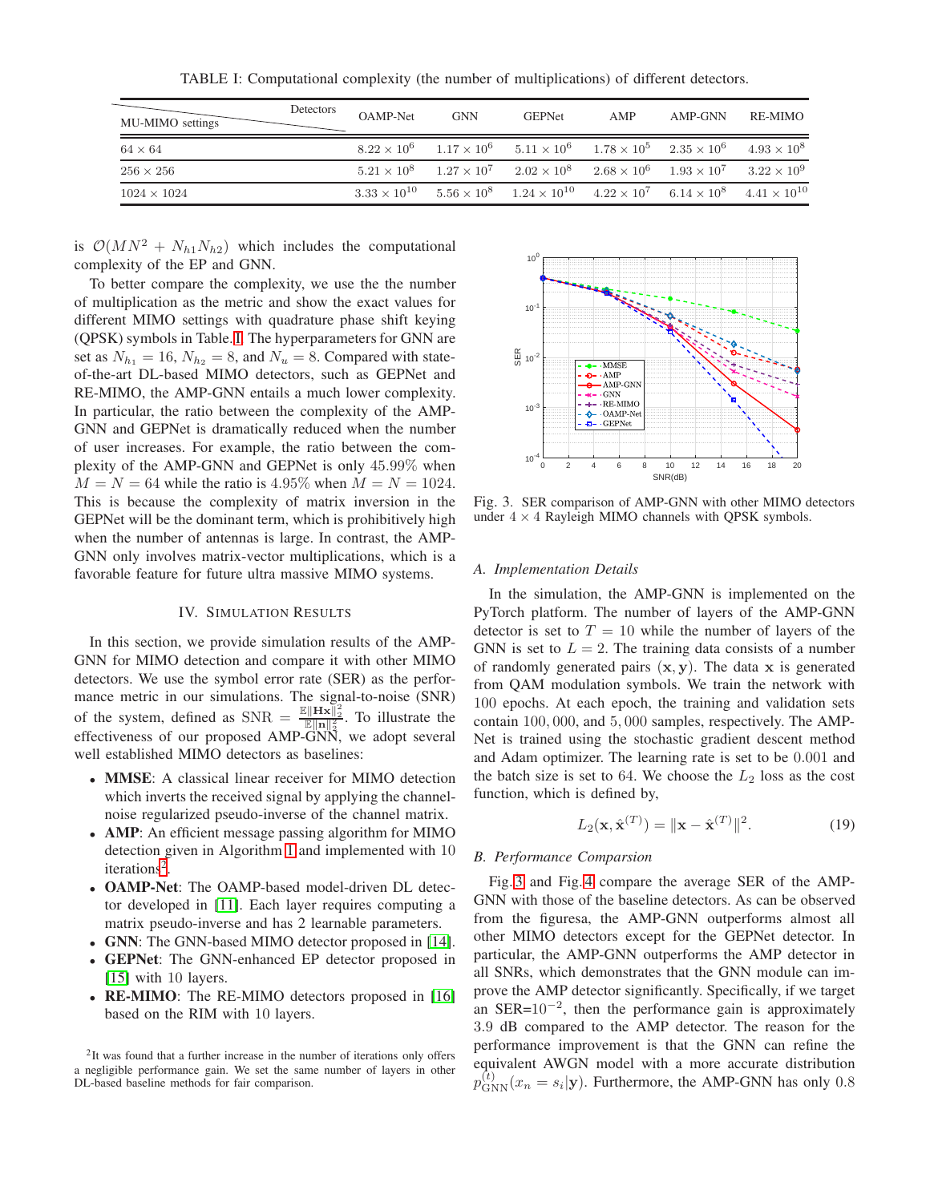TABLE I: Computational complexity (the number of multiplications) of different detectors.

| MU-MIMO settings \ Detectors | OAMP-Net | GNN | GEPNet | AMP | AMP-GNN | RE-MIMO |
|---|---|---|---|---|---|---|
| $64 \times 64$ | $8.22 \times 10^6$ | $1.17 \times 10^6$ | $5.11 \times 10^6$ | $1.78 \times 10^5$ | $2.35 \times 10^6$ | $4.93 \times 10^8$ |
| $256 \times 256$ | $5.21 \times 10^8$ | $1.27 \times 10^7$ | $2.02 \times 10^8$ | $2.68 \times 10^6$ | $1.93 \times 10^7$ | $3.22 \times 10^9$ |
| $1024 \times 1024$ | $3.33 \times 10^{10}$ | $5.56 \times 10^8$ | $1.24 \times 10^{10}$ | $4.22 \times 10^7$ | $6.14 \times 10^8$ | $4.41 \times 10^{10}$ |

is $\mathcal{O}(MN^2 + N_{h1}N_{h2})$ which includes the computational complexity of the EP and GNN.

To better compare the complexity, we use the the number of multiplication as the metric and show the exact values for different MIMO settings with quadrature phase shift keying (QPSK) symbols in Table. I. The hyperparameters for GNN are set as $N_{h_1} = 16$, $N_{h_2} = 8$, and $N_u = 8$. Compared with state-of-the-art DL-based MIMO detectors, such as GEPNet and RE-MIMO, the AMP-GNN entails a much lower complexity. In particular, the ratio between the complexity of the AMP-GNN and GEPNet is dramatically reduced when the number of user increases. For example, the ratio between the complexity of the AMP-GNN and GEPNet is only 45.99% when $M = N = 64$ while the ratio is 4.95% when $M = N = 1024$. This is because the complexity of matrix inversion in the GEPNet will be the dominant term, which is prohibitively high when the number of antennas is large. In contrast, the AMP-GNN only involves matrix-vector multiplications, which is a favorable feature for future ultra massive MIMO systems.

## IV. Simulation Results

In this section, we provide simulation results of the AMP-GNN for MIMO detection and compare it with other MIMO detectors. We use the symbol error rate (SER) as the performance metric in our simulations. The signal-to-noise (SNR) of the system, defined as $\text{SNR} = \frac{\mathbb{E}\|\mathbf{Hx}\|_2^2}{\mathbb{E}\|\mathbf{n}\|_2^2}$. To illustrate the effectiveness of our proposed AMP-GNN, we adopt several well established MIMO detectors as baselines:

- **MMSE**: A classical linear receiver for MIMO detection which inverts the received signal by applying the channel-noise regularized pseudo-inverse of the channel matrix.
- **AMP**: An efficient message passing algorithm for MIMO detection given in Algorithm 1 and implemented with 10 iterations[2].
- **OAMP-Net**: The OAMP-based model-driven DL detector developed in [11]. Each layer requires computing a matrix pseudo-inverse and has 2 learnable parameters.
- **GNN**: The GNN-based MIMO detector proposed in [14].
- **GEPNet**: The GNN-enhanced EP detector proposed in [15] with 10 layers.
- **RE-MIMO**: The RE-MIMO detectors proposed in [16] based on the RIM with 10 layers.

[2]It was found that a further increase in the number of iterations only offers a negligible performance gain. We set the same number of layers in other DL-based baseline methods for fair comparison.

Fig. 3. SER comparison of AMP-GNN with other MIMO detectors under $4 \times 4$ Rayleigh MIMO channels with QPSK symbols.

### A. Implementation Details

In the simulation, the AMP-GNN is implemented on the PyTorch platform. The number of layers of the AMP-GNN detector is set to $T = 10$ while the number of layers of the GNN is set to $L = 2$. The training data consists of a number of randomly generated pairs $(\mathbf{x}, \mathbf{y})$. The data $\mathbf{x}$ is generated from QAM modulation symbols. We train the network with 100 epochs. At each epoch, the training and validation sets contain 100,000, and 5,000 samples, respectively. The AMP-Net is trained using the stochastic gradient descent method and Adam optimizer. The learning rate is set to be 0.001 and the batch size is set to 64. We choose the $L_2$ loss as the cost function, which is defined by,

$$L_2(\mathbf{x}, \hat{\mathbf{x}}^{(T)}) = \|\mathbf{x} - \hat{\mathbf{x}}^{(T)}\|^2. \tag{19}$$

### B. Performance Comparsion

Fig. 3 and Fig. 4 compare the average SER of the AMP-GNN with those of the baseline detectors. As can be observed from the figuresa, the AMP-GNN outperforms almost all other MIMO detectors except for the GEPNet detector. In particular, the AMP-GNN outperforms the AMP detector in all SNRs, which demonstrates that the GNN module can improve the AMP detector significantly. Specifically, if we target an SER=$10^{-2}$, then the performance gain is approximately 3.9 dB compared to the AMP detector. The reason for the performance improvement is that the GNN can refine the equivalent AWGN model with a more accurate distribution $p^{(t)}_{\text{GNN}}(x_n = s_i|\mathbf{y})$. Furthermore, the AMP-GNN has only 0.8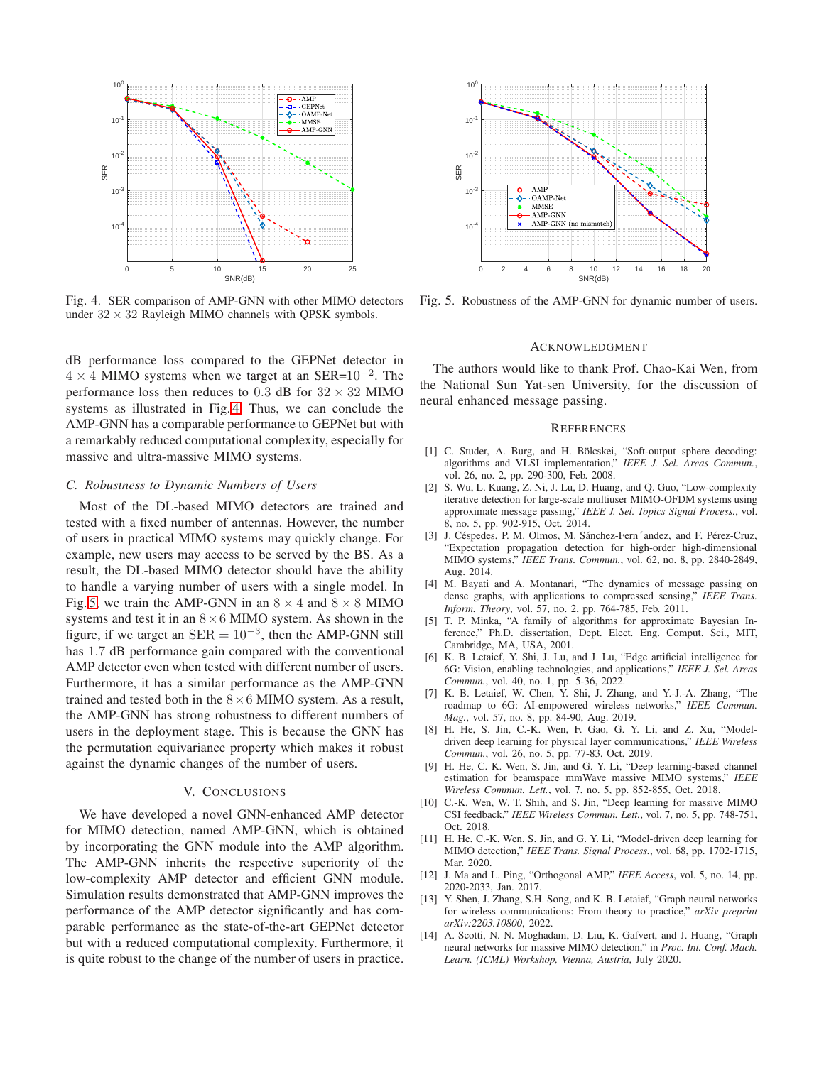Fig. 4. SER comparison of AMP-GNN with other MIMO detectors under $32 \times 32$ Rayleigh MIMO channels with QPSK symbols.

Fig. 5. Robustness of the AMP-GNN for dynamic number of users.

dB performance loss compared to the GEPNet detector in $4 \times 4$ MIMO systems when we target at an SER=$10^{-2}$. The performance loss then reduces to $0.3$ dB for $32 \times 32$ MIMO systems as illustrated in Fig.4. Thus, we can conclude the AMP-GNN has a comparable performance to GEPNet but with a remarkably reduced computational complexity, especially for massive and ultra-massive MIMO systems.

### *C. Robustness to Dynamic Numbers of Users*

Most of the DL-based MIMO detectors are trained and tested with a fixed number of antennas. However, the number of users in practical MIMO systems may quickly change. For example, new users may access to be served by the BS. As a result, the DL-based MIMO detector should have the ability to handle a varying number of users with a single model. In Fig.5, we train the AMP-GNN in an $8 \times 4$ and $8 \times 8$ MIMO systems and test it in an $8 \times 6$ MIMO system. As shown in the figure, if we target at $\text{SER} = 10^{-3}$, then the AMP-GNN still has 1.7 dB performance gain compared with the conventional AMP detector even when tested with different number of users. Furthermore, it has a similar performance as the AMP-GNN trained and tested both in the $8 \times 6$ MIMO system. As a result, the AMP-GNN has strong robustness to different numbers of users in the deployment stage. This is because the GNN has the permutation equivariance property which makes it robust against the dynamic changes of the number of users.

## V. Conclusions

We have developed a novel GNN-enhanced AMP detector for MIMO detection, named AMP-GNN, which is obtained by incorporating the GNN module into the AMP algorithm. The AMP-GNN inherits the respective superiority of the low-complexity AMP detector and efficient GNN module. Simulation results demonstrated that AMP-GNN improves the performance of the AMP detector significantly and has comparable performance as the state-of-the-art GEPNet detector but with a reduced computational complexity. Furthermore, it is quite robust to the change of the number of users in practice.

## Acknowledgment

The authors would like to thank Prof. Chao-Kai Wen, from the National Sun Yat-sen University, for the discussion of neural enhanced message passing.

## References

[1] C. Studer, A. Burg, and H. Bölcskei, "Soft-output sphere decoding: algorithms and VLSI implementation," *IEEE J. Sel. Areas Commun.*, vol. 26, no. 2, pp. 290-300, Feb. 2008.

[2] S. Wu, L. Kuang, Z. Ni, J. Lu, D. Huang, and Q. Guo, "Low-complexity iterative detection for large-scale multiuser MIMO-OFDM systems using approximate message passing," *IEEE J. Sel. Topics Signal Process.*, vol. 8, no. 5, pp. 902-915, Oct. 2014.

[3] J. Céspedes, P. M. Olmos, M. Sánchez-Fern´andez, and F. Pérez-Cruz, "Expectation propagation detection for high-order high-dimensional MIMO systems," *IEEE Trans. Commun.*, vol. 62, no. 8, pp. 2840-2849, Aug. 2014.

[4] M. Bayati and A. Montanari, "The dynamics of message passing on dense graphs, with applications to compressed sensing," *IEEE Trans. Inform. Theory*, vol. 57, no. 2, pp. 764-785, Feb. 2011.

[5] T. P. Minka, "A family of algorithms for approximate Bayesian Inference," Ph.D. dissertation, Dept. Elect. Eng. Comput. Sci., MIT, Cambridge, MA, USA, 2001.

[6] K. B. Letaief, Y. Shi, J. Lu, and J. Lu, "Edge artificial intelligence for 6G: Vision, enabling technologies, and applications," *IEEE J. Sel. Areas Commun.*, vol. 40, no. 1, pp. 5-36, 2022.

[7] K. B. Letaief, W. Chen, Y. Shi, J. Zhang, and Y.-J.-A. Zhang, "The roadmap to 6G: AI-empowered wireless networks," *IEEE Commun. Mag.*, vol. 57, no. 8, pp. 84-90, Aug. 2019.

[8] H. He, S. Jin, C.-K. Wen, F. Gao, G. Y. Li, and Z. Xu, "Model-driven deep learning for physical layer communications," *IEEE Wireless Commun.*, vol. 26, no. 5, pp. 77-83, Oct. 2019.

[9] H. He, C. K. Wen, S. Jin, and G. Y. Li, "Deep learning-based channel estimation for beamspace mmWave massive MIMO systems," *IEEE Wireless Commun. Lett.*, vol. 7, no. 5, pp. 852-855, Oct. 2018.

[10] C.-K. Wen, W. T. Shih, and S. Jin, "Deep learning for massive MIMO CSI feedback," *IEEE Wireless Commun. Lett.*, vol. 7, no. 5, pp. 748-751, Oct. 2018.

[11] H. He, C.-K. Wen, S. Jin, and G. Y. Li, "Model-driven deep learning for MIMO detection," *IEEE Trans. Signal Process.*, vol. 68, pp. 1702-1715, Mar. 2020.

[12] J. Ma and L. Ping, "Orthogonal AMP," *IEEE Access*, vol. 5, no. 14, pp. 2020-2033, Jan. 2017.

[13] Y. Shen, J. Zhang, S.H. Song, and K. B. Letaief, "Graph neural networks for wireless communications: From theory to practice," *arXiv preprint arXiv:2203.10800*, 2022.

[14] A. Scotti, N. N. Moghadam, D. Liu, K. Gafvert, and J. Huang, "Graph neural networks for massive MIMO detection," in *Proc. Int. Conf. Mach. Learn. (ICML) Workshop, Vienna, Austria*, July 2020.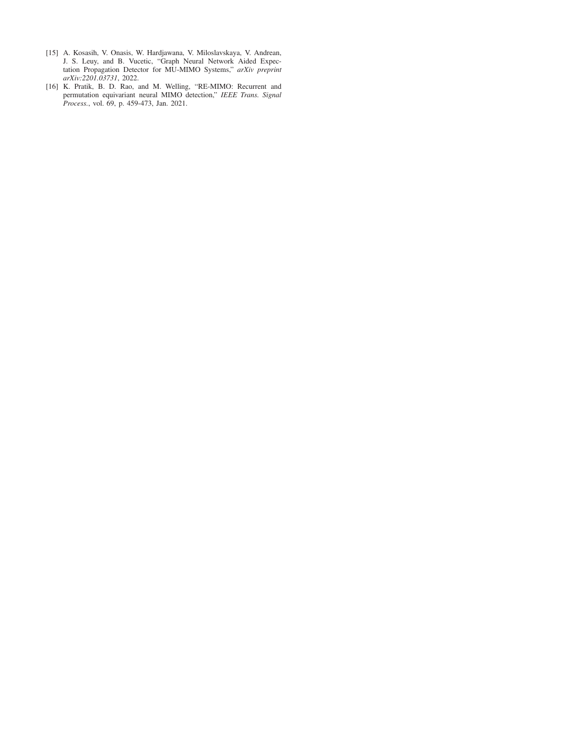[15] A. Kosasih, V. Onasis, W. Hardjawana, V. Miloslavskaya, V. Andrean, J. S. Leuy, and B. Vucetic, "Graph Neural Network Aided Expectation Propagation Detector for MU-MIMO Systems," *arXiv preprint arXiv:2201.03731*, 2022.

[16] K. Pratik, B. D. Rao, and M. Welling, "RE-MIMO: Recurrent and permutation equivariant neural MIMO detection," *IEEE Trans. Signal Process.*, vol. 69, p. 459-473, Jan. 2021.